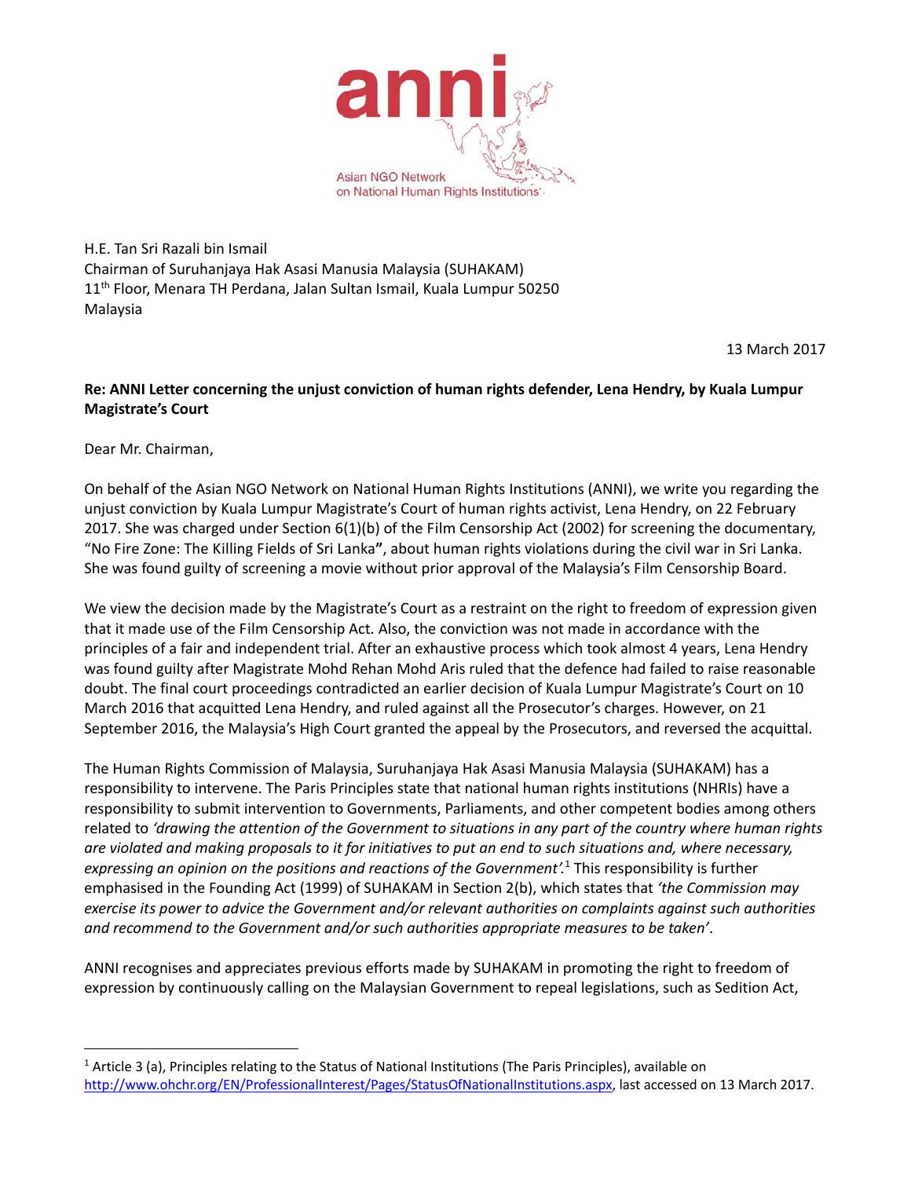anni

Asian NGO Network on National Human Rights Institutions

H.E. Tan Sri Razali bin Ismail
Chairman of Suruhanjaya Hak Asasi Manusia Malaysia (SUHAKAM)
11th Floor, Menara TH Perdana, Jalan Sultan Ismail, Kuala Lumpur 50250
Malaysia

13 March 2017

**Re: ANNI Letter concerning the unjust conviction of human rights defender, Lena Hendry, by Kuala Lumpur Magistrate's Court**

Dear Mr. Chairman,

On behalf of the Asian NGO Network on National Human Rights Institutions (ANNI), we write you regarding the unjust conviction by Kuala Lumpur Magistrate's Court of human rights activist, Lena Hendry, on 22 February 2017. She was charged under Section 6(1)(b) of the Film Censorship Act (2002) for screening the documentary, "No Fire Zone: The Killing Fields of Sri Lanka**"**, about human rights violations during the civil war in Sri Lanka. She was found guilty of screening a movie without prior approval of the Malaysia's Film Censorship Board.

We view the decision made by the Magistrate's Court as a restraint on the right to freedom of expression given that it made use of the Film Censorship Act. Also, the conviction was not made in accordance with the principles of a fair and independent trial. After an exhaustive process which took almost 4 years, Lena Hendry was found guilty after Magistrate Mohd Rehan Mohd Aris ruled that the defence had failed to raise reasonable doubt. The final court proceedings contradicted an earlier decision of Kuala Lumpur Magistrate's Court on 10 March 2016 that acquitted Lena Hendry, and ruled against all the Prosecutor's charges. However, on 21 September 2016, the Malaysia's High Court granted the appeal by the Prosecutors, and reversed the acquittal.

The Human Rights Commission of Malaysia, Suruhanjaya Hak Asasi Manusia Malaysia (SUHAKAM) has a responsibility to intervene. The Paris Principles state that national human rights institutions (NHRIs) have a responsibility to submit intervention to Governments, Parliaments, and other competent bodies among others related to *'drawing the attention of the Government to situations in any part of the country where human rights are violated and making proposals to it for initiatives to put an end to such situations and, where necessary, expressing an opinion on the positions and reactions of the Government'.*[1] This responsibility is further emphasised in the Founding Act (1999) of SUHAKAM in Section 2(b), which states that *'the Commission may exercise its power to advice the Government and/or relevant authorities on complaints against such authorities and recommend to the Government and/or such authorities appropriate measures to be taken'*.

ANNI recognises and appreciates previous efforts made by SUHAKAM in promoting the right to freedom of expression by continuously calling on the Malaysian Government to repeal legislations, such as Sedition Act,

---

[1] Article 3 (a), Principles relating to the Status of National Institutions (The Paris Principles), available on http://www.ohchr.org/EN/ProfessionalInterest/Pages/StatusOfNationalInstitutions.aspx, last accessed on 13 March 2017.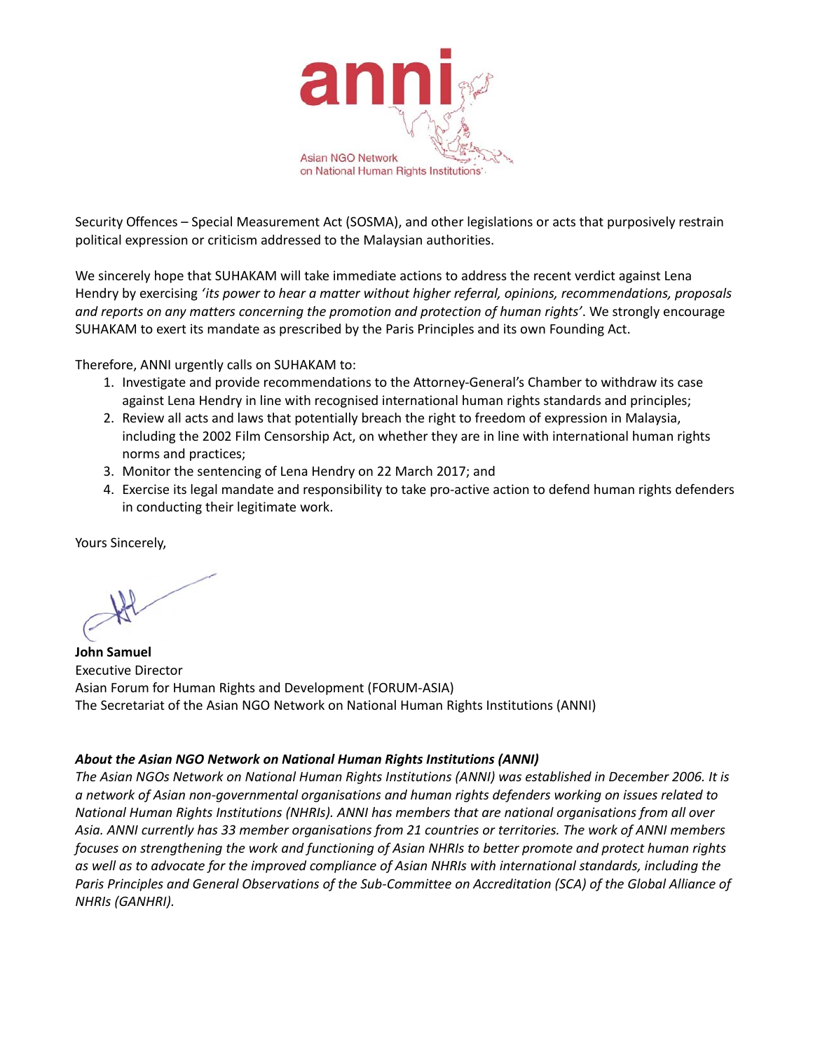Security Offences – Special Measurement Act (SOSMA), and other legislations or acts that purposively restrain political expression or criticism addressed to the Malaysian authorities.

We sincerely hope that SUHAKAM will take immediate actions to address the recent verdict against Lena Hendry by exercising *'its power to hear a matter without higher referral, opinions, recommendations, proposals and reports on any matters concerning the promotion and protection of human rights'*. We strongly encourage SUHAKAM to exert its mandate as prescribed by the Paris Principles and its own Founding Act.

Therefore, ANNI urgently calls on SUHAKAM to:

1. Investigate and provide recommendations to the Attorney-General's Chamber to withdraw its case against Lena Hendry in line with recognised international human rights standards and principles;
2. Review all acts and laws that potentially breach the right to freedom of expression in Malaysia, including the 2002 Film Censorship Act, on whether they are in line with international human rights norms and practices;
3. Monitor the sentencing of Lena Hendry on 22 March 2017; and
4. Exercise its legal mandate and responsibility to take pro-active action to defend human rights defenders in conducting their legitimate work.

Yours Sincerely,

**John Samuel**
Executive Director
Asian Forum for Human Rights and Development (FORUM-ASIA)
The Secretariat of the Asian NGO Network on National Human Rights Institutions (ANNI)

***About the Asian NGO Network on National Human Rights Institutions (ANNI)***
*The Asian NGOs Network on National Human Rights Institutions (ANNI) was established in December 2006. It is a network of Asian non-governmental organisations and human rights defenders working on issues related to National Human Rights Institutions (NHRIs). ANNI has members that are national organisations from all over Asia. ANNI currently has 33 member organisations from 21 countries or territories. The work of ANNI members focuses on strengthening the work and functioning of Asian NHRIs to better promote and protect human rights as well as to advocate for the improved compliance of Asian NHRIs with international standards, including the Paris Principles and General Observations of the Sub-Committee on Accreditation (SCA) of the Global Alliance of NHRIs (GANHRI).*